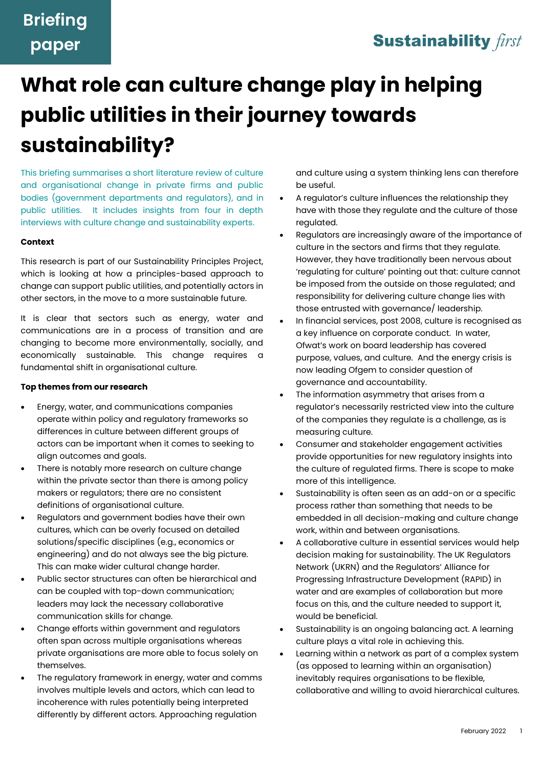Briefing paper

Sustainability *first*

# What role can culture change play in helping public utilities in their journey towards sustainability?

This briefing summarises a short literature review of culture and organisational change in private firms and public bodies (government departments and regulators), and in public utilities. It includes insights from four in depth interviews with culture change and sustainability experts.

**Context**

This research is part of our Sustainability Principles Project, which is looking at how a principles-based approach to change can support public utilities, and potentially actors in other sectors, in the move to a more sustainable future.

It is clear that sectors such as energy, water and communications are in a process of transition and are changing to become more environmentally, socially, and economically sustainable. This change requires a fundamental shift in organisational culture.

**Top themes from our research**

- Energy, water, and communications companies operate within policy and regulatory frameworks so differences in culture between different groups of actors can be important when it comes to seeking to align outcomes and goals.
- There is notably more research on culture change within the private sector than there is among policy makers or regulators; there are no consistent definitions of organisational culture.
- Regulators and government bodies have their own cultures, which can be overly focused on detailed solutions/specific disciplines (e.g., economics or engineering) and do not always see the big picture. This can make wider cultural change harder.
- Public sector structures can often be hierarchical and can be coupled with top-down communication; leaders may lack the necessary collaborative communication skills for change.
- Change efforts within government and regulators often span across multiple organisations whereas private organisations are more able to focus solely on themselves.
- The regulatory framework in energy, water and comms involves multiple levels and actors, which can lead to incoherence with rules potentially being interpreted differently by different actors. Approaching regulation and culture using a system thinking lens can therefore be useful.
- A regulator's culture influences the relationship they have with those they regulate and the culture of those regulated.
- Regulators are increasingly aware of the importance of culture in the sectors and firms that they regulate. However, they have traditionally been nervous about 'regulating for culture' pointing out that: culture cannot be imposed from the outside on those regulated; and responsibility for delivering culture change lies with those entrusted with governance/ leadership.
- In financial services, post 2008, culture is recognised as a key influence on corporate conduct. In water, Ofwat's work on board leadership has covered purpose, values, and culture. And the energy crisis is now leading Ofgem to consider question of governance and accountability.
- The information asymmetry that arises from a regulator's necessarily restricted view into the culture of the companies they regulate is a challenge, as is measuring culture.
- Consumer and stakeholder engagement activities provide opportunities for new regulatory insights into the culture of regulated firms. There is scope to make more of this intelligence.
- Sustainability is often seen as an add-on or a specific process rather than something that needs to be embedded in all decision-making and culture change work, within and between organisations.
- A collaborative culture in essential services would help decision making for sustainability. The UK Regulators Network (UKRN) and the Regulators' Alliance for Progressing Infrastructure Development (RAPID) in water and are examples of collaboration but more focus on this, and the culture needed to support it, would be beneficial.
- Sustainability is an ongoing balancing act. A learning culture plays a vital role in achieving this.
- Learning within a network as part of a complex system (as opposed to learning within an organisation) inevitably requires organisations to be flexible, collaborative and willing to avoid hierarchical cultures.

February 2022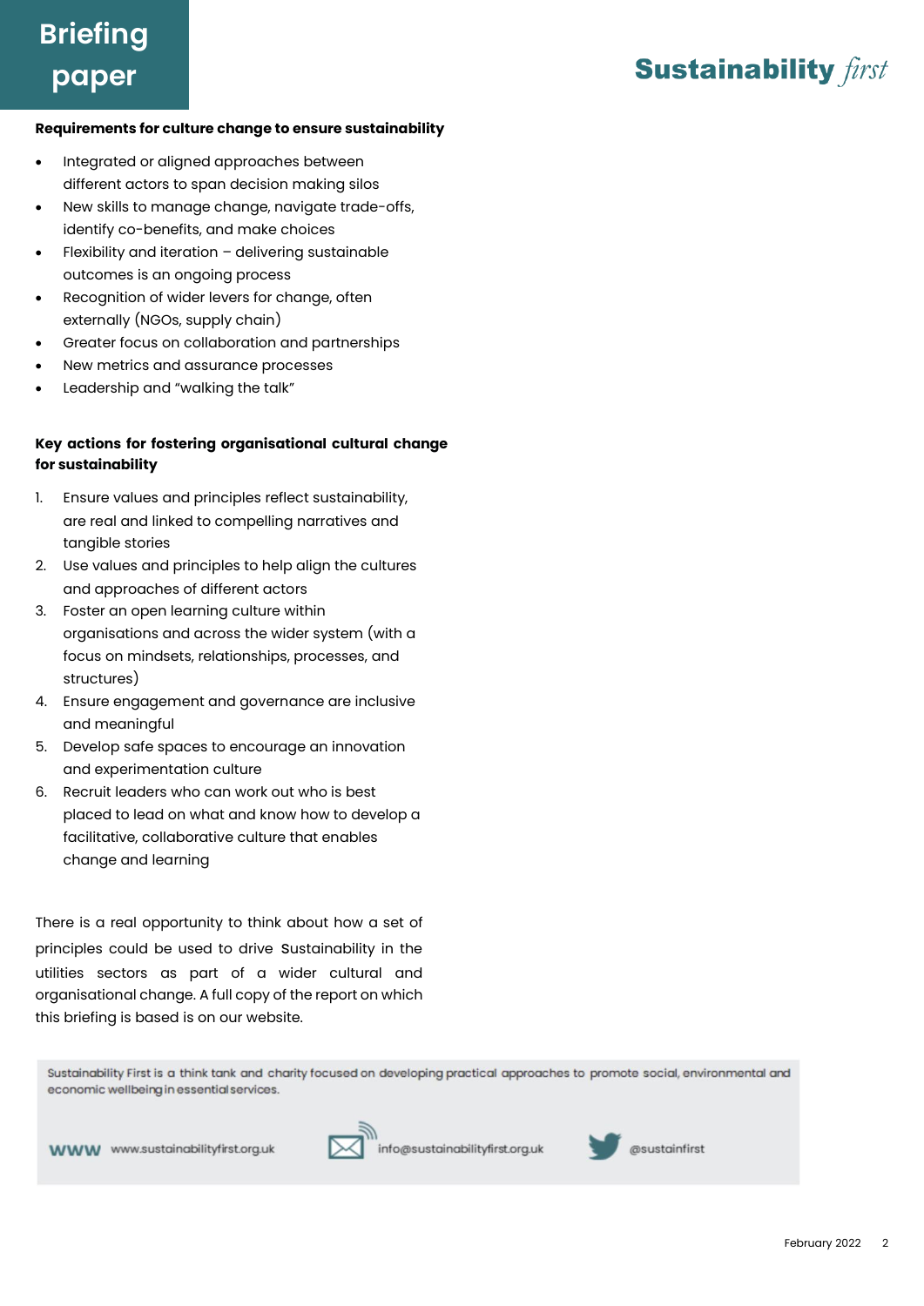**Requirements for culture change to ensure sustainability**

- Integrated or aligned approaches between different actors to span decision making silos
- New skills to manage change, navigate trade-offs, identify co-benefits, and make choices
- Flexibility and iteration – delivering sustainable outcomes is an ongoing process
- Recognition of wider levers for change, often externally (NGOs, supply chain)
- Greater focus on collaboration and partnerships
- New metrics and assurance processes
- Leadership and "walking the talk"

**Key actions for fostering organisational cultural change for sustainability**

1. Ensure values and principles reflect sustainability, are real and linked to compelling narratives and tangible stories
2. Use values and principles to help align the cultures and approaches of different actors
3. Foster an open learning culture within organisations and across the wider system (with a focus on mindsets, relationships, processes, and structures)
4. Ensure engagement and governance are inclusive and meaningful
5. Develop safe spaces to encourage an innovation and experimentation culture
6. Recruit leaders who can work out who is best placed to lead on what and know how to develop a facilitative, collaborative culture that enables change and learning

There is a real opportunity to think about how a set of principles could be used to drive Sustainability in the utilities sectors as part of a wider cultural and organisational change. A full copy of the report on which this briefing is based is on our website.

Sustainability First is a think tank and charity focused on developing practical approaches to promote social, environmental and economic wellbeing in essential services.

WWW www.sustainabilityfirst.org.uk

info@sustainabilityfirst.org.uk

@sustainfirst

February 2022